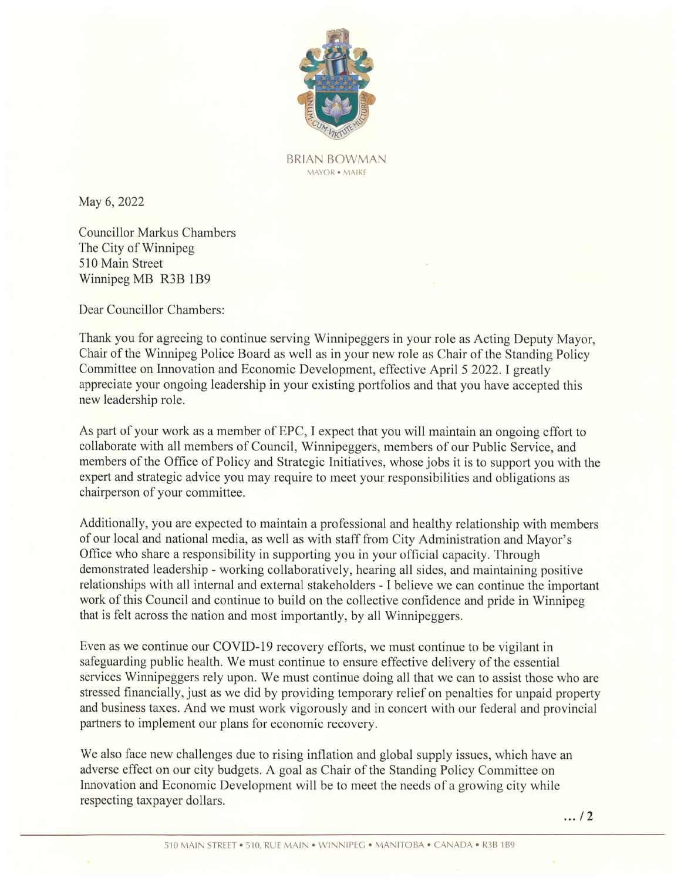BRIAN BOWMAN
MAYOR • MAIRE

May 6, 2022

Councillor Markus Chambers
The City of Winnipeg
510 Main Street
Winnipeg MB R3B 1B9

Dear Councillor Chambers:

Thank you for agreeing to continue serving Winnipeggers in your role as Acting Deputy Mayor, Chair of the Winnipeg Police Board as well as in your new role as Chair of the Standing Policy Committee on Innovation and Economic Development, effective April 5 2022. I greatly appreciate your ongoing leadership in your existing portfolios and that you have accepted this new leadership role.

As part of your work as a member of EPC, I expect that you will maintain an ongoing effort to collaborate with all members of Council, Winnipeggers, members of our Public Service, and members of the Office of Policy and Strategic Initiatives, whose jobs it is to support you with the expert and strategic advice you may require to meet your responsibilities and obligations as chairperson of your committee.

Additionally, you are expected to maintain a professional and healthy relationship with members of our local and national media, as well as with staff from City Administration and Mayor's Office who share a responsibility in supporting you in your official capacity. Through demonstrated leadership - working collaboratively, hearing all sides, and maintaining positive relationships with all internal and external stakeholders - I believe we can continue the important work of this Council and continue to build on the collective confidence and pride in Winnipeg that is felt across the nation and most importantly, by all Winnipeggers.

Even as we continue our COVID-19 recovery efforts, we must continue to be vigilant in safeguarding public health. We must continue to ensure effective delivery of the essential services Winnipeggers rely upon. We must continue doing all that we can to assist those who are stressed financially, just as we did by providing temporary relief on penalties for unpaid property and business taxes. And we must work vigorously and in concert with our federal and provincial partners to implement our plans for economic recovery.

We also face new challenges due to rising inflation and global supply issues, which have an adverse effect on our city budgets. A goal as Chair of the Standing Policy Committee on Innovation and Economic Development will be to meet the needs of a growing city while respecting taxpayer dollars.

... / 2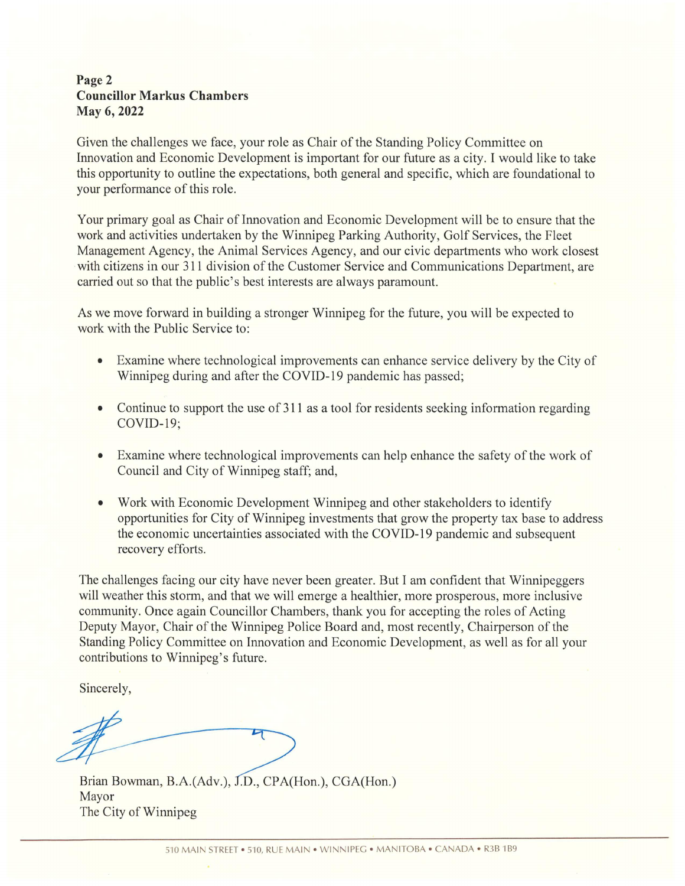**Page 2**
**Councillor Markus Chambers**
**May 6, 2022**

Given the challenges we face, your role as Chair of the Standing Policy Committee on Innovation and Economic Development is important for our future as a city. I would like to take this opportunity to outline the expectations, both general and specific, which are foundational to your performance of this role.

Your primary goal as Chair of Innovation and Economic Development will be to ensure that the work and activities undertaken by the Winnipeg Parking Authority, Golf Services, the Fleet Management Agency, the Animal Services Agency, and our civic departments who work closest with citizens in our 311 division of the Customer Service and Communications Department, are carried out so that the public's best interests are always paramount.

As we move forward in building a stronger Winnipeg for the future, you will be expected to work with the Public Service to:

- Examine where technological improvements can enhance service delivery by the City of Winnipeg during and after the COVID-19 pandemic has passed;
- Continue to support the use of 311 as a tool for residents seeking information regarding COVID-19;
- Examine where technological improvements can help enhance the safety of the work of Council and City of Winnipeg staff; and,
- Work with Economic Development Winnipeg and other stakeholders to identify opportunities for City of Winnipeg investments that grow the property tax base to address the economic uncertainties associated with the COVID-19 pandemic and subsequent recovery efforts.

The challenges facing our city have never been greater. But I am confident that Winnipeggers will weather this storm, and that we will emerge a healthier, more prosperous, more inclusive community. Once again Councillor Chambers, thank you for accepting the roles of Acting Deputy Mayor, Chair of the Winnipeg Police Board and, most recently, Chairperson of the Standing Policy Committee on Innovation and Economic Development, as well as for all your contributions to Winnipeg's future.

Sincerely,

Brian Bowman, B.A.(Adv.), J.D., CPA(Hon.), CGA(Hon.)
Mayor
The City of Winnipeg

510 MAIN STREET • 510, RUE MAIN • WINNIPEG • MANITOBA • CANADA • R3B 1B9